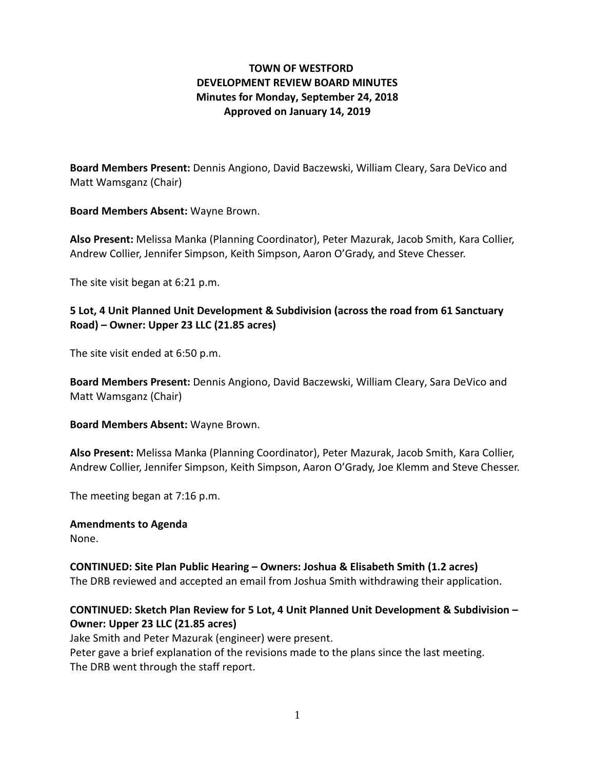# TOWN OF WESTFORD
## DEVELOPMENT REVIEW BOARD MINUTES
### Minutes for Monday, September 24, 2018
### Approved on January 14, 2019

**Board Members Present:** Dennis Angiono, David Baczewski, William Cleary, Sara DeVico and Matt Wamsganz (Chair)

**Board Members Absent:** Wayne Brown.

**Also Present:** Melissa Manka (Planning Coordinator), Peter Mazurak, Jacob Smith, Kara Collier, Andrew Collier, Jennifer Simpson, Keith Simpson, Aaron O'Grady, and Steve Chesser.

The site visit began at 6:21 p.m.

**5 Lot, 4 Unit Planned Unit Development & Subdivision (across the road from 61 Sanctuary Road) – Owner: Upper 23 LLC (21.85 acres)**

The site visit ended at 6:50 p.m.

**Board Members Present:** Dennis Angiono, David Baczewski, William Cleary, Sara DeVico and Matt Wamsganz (Chair)

**Board Members Absent:** Wayne Brown.

**Also Present:** Melissa Manka (Planning Coordinator), Peter Mazurak, Jacob Smith, Kara Collier, Andrew Collier, Jennifer Simpson, Keith Simpson, Aaron O'Grady, Joe Klemm and Steve Chesser.

The meeting began at 7:16 p.m.

**Amendments to Agenda**
None.

**CONTINUED: Site Plan Public Hearing – Owners: Joshua & Elisabeth Smith (1.2 acres)**
The DRB reviewed and accepted an email from Joshua Smith withdrawing their application.

**CONTINUED: Sketch Plan Review for 5 Lot, 4 Unit Planned Unit Development & Subdivision – Owner: Upper 23 LLC (21.85 acres)**
Jake Smith and Peter Mazurak (engineer) were present.
Peter gave a brief explanation of the revisions made to the plans since the last meeting.
The DRB went through the staff report.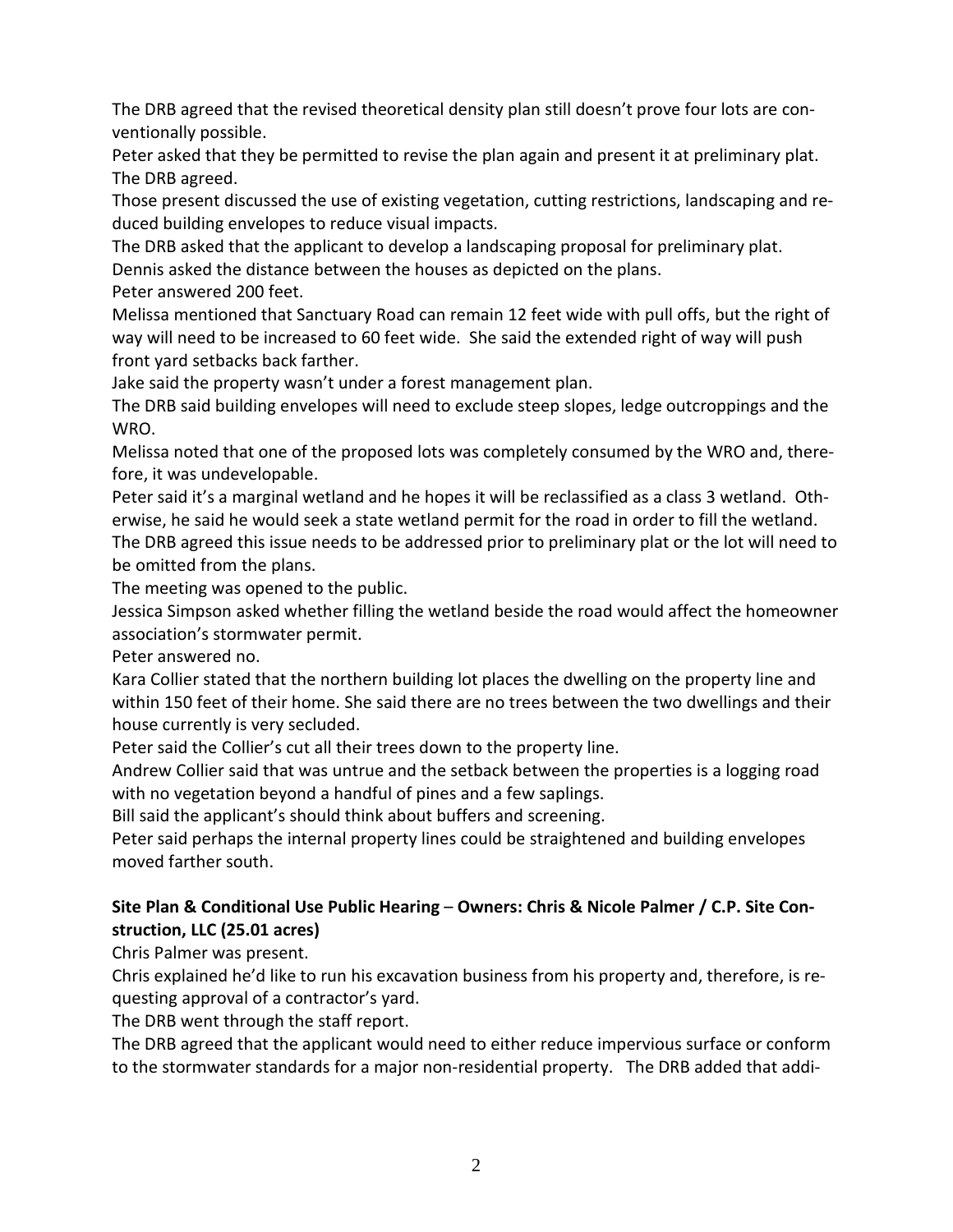The DRB agreed that the revised theoretical density plan still doesn't prove four lots are conventionally possible.

Peter asked that they be permitted to revise the plan again and present it at preliminary plat. The DRB agreed.

Those present discussed the use of existing vegetation, cutting restrictions, landscaping and reduced building envelopes to reduce visual impacts.

The DRB asked that the applicant to develop a landscaping proposal for preliminary plat.

Dennis asked the distance between the houses as depicted on the plans.

Peter answered 200 feet.

Melissa mentioned that Sanctuary Road can remain 12 feet wide with pull offs, but the right of way will need to be increased to 60 feet wide. She said the extended right of way will push front yard setbacks back farther.

Jake said the property wasn't under a forest management plan.

The DRB said building envelopes will need to exclude steep slopes, ledge outcroppings and the WRO.

Melissa noted that one of the proposed lots was completely consumed by the WRO and, therefore, it was undevelopable.

Peter said it's a marginal wetland and he hopes it will be reclassified as a class 3 wetland. Otherwise, he said he would seek a state wetland permit for the road in order to fill the wetland.

The DRB agreed this issue needs to be addressed prior to preliminary plat or the lot will need to be omitted from the plans.

The meeting was opened to the public.

Jessica Simpson asked whether filling the wetland beside the road would affect the homeowner association's stormwater permit.

Peter answered no.

Kara Collier stated that the northern building lot places the dwelling on the property line and within 150 feet of their home. She said there are no trees between the two dwellings and their house currently is very secluded.

Peter said the Collier's cut all their trees down to the property line.

Andrew Collier said that was untrue and the setback between the properties is a logging road with no vegetation beyond a handful of pines and a few saplings.

Bill said the applicant's should think about buffers and screening.

Peter said perhaps the internal property lines could be straightened and building envelopes moved farther south.

**Site Plan & Conditional Use Public Hearing – Owners: Chris & Nicole Palmer / C.P. Site Construction, LLC (25.01 acres)**

Chris Palmer was present.

Chris explained he'd like to run his excavation business from his property and, therefore, is requesting approval of a contractor's yard.

The DRB went through the staff report.

The DRB agreed that the applicant would need to either reduce impervious surface or conform to the stormwater standards for a major non-residential property. The DRB added that addi-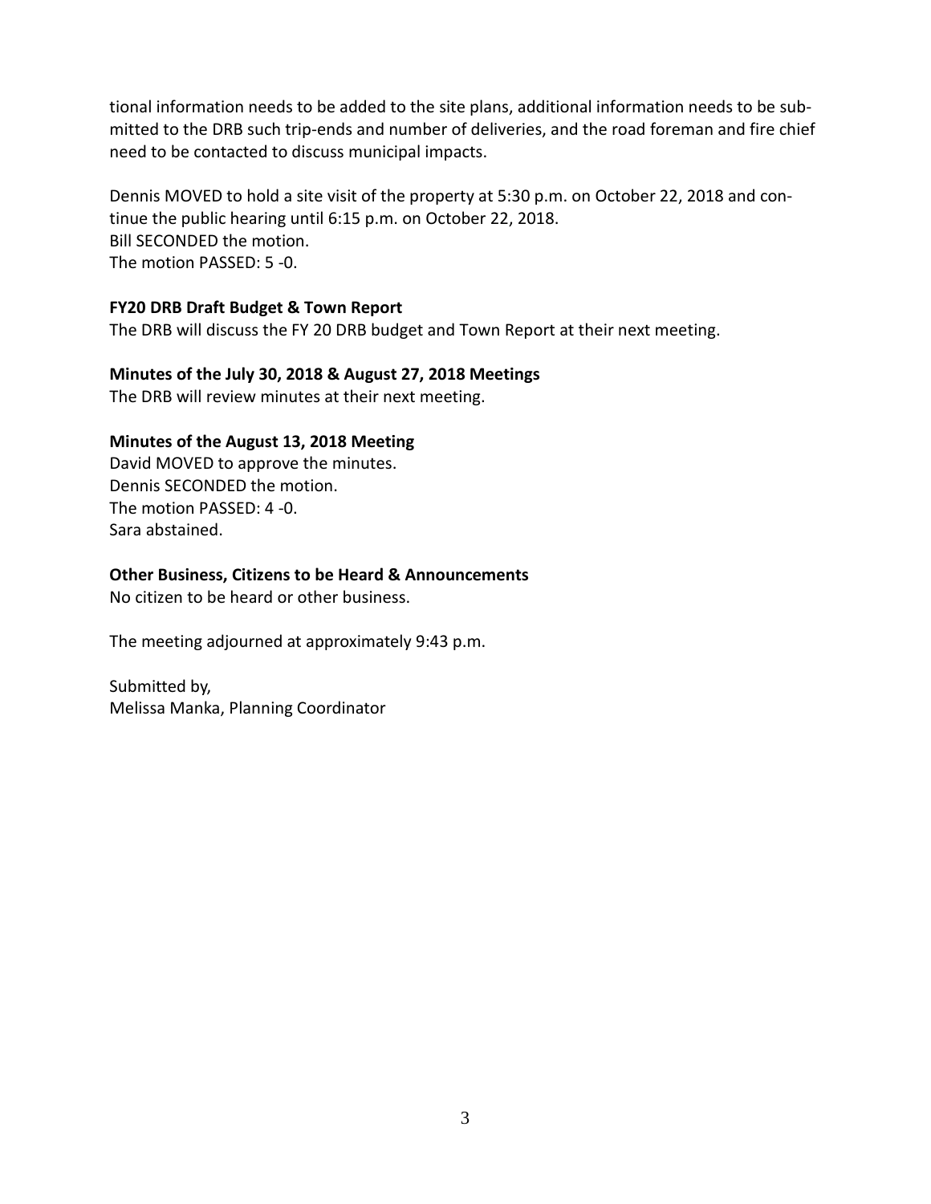tional information needs to be added to the site plans, additional information needs to be submitted to the DRB such trip-ends and number of deliveries, and the road foreman and fire chief need to be contacted to discuss municipal impacts.

Dennis MOVED to hold a site visit of the property at 5:30 p.m. on October 22, 2018 and continue the public hearing until 6:15 p.m. on October 22, 2018.
Bill SECONDED the motion.
The motion PASSED: 5 -0.

**FY20 DRB Draft Budget & Town Report**
The DRB will discuss the FY 20 DRB budget and Town Report at their next meeting.

**Minutes of the July 30, 2018 & August 27, 2018 Meetings**
The DRB will review minutes at their next meeting.

**Minutes of the August 13, 2018 Meeting**
David MOVED to approve the minutes.
Dennis SECONDED the motion.
The motion PASSED: 4 -0.
Sara abstained.

**Other Business, Citizens to be Heard & Announcements**
No citizen to be heard or other business.

The meeting adjourned at approximately 9:43 p.m.

Submitted by,
Melissa Manka, Planning Coordinator